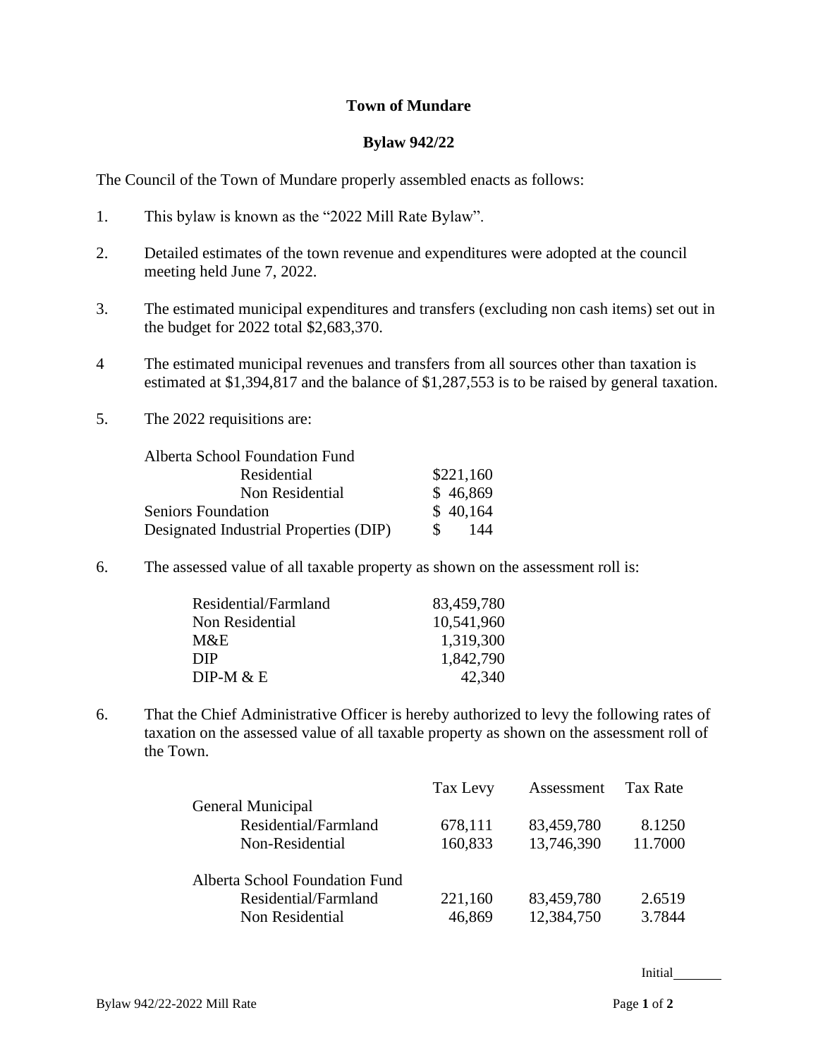**Town of Mundare**

**Bylaw 942/22**

The Council of the Town of Mundare properly assembled enacts as follows:

1. This bylaw is known as the "2022 Mill Rate Bylaw".

2. Detailed estimates of the town revenue and expenditures were adopted at the council meeting held June 7, 2022.

3. The estimated municipal expenditures and transfers (excluding non cash items) set out in the budget for 2022 total $2,683,370.

4 The estimated municipal revenues and transfers from all sources other than taxation is estimated at $1,394,817 and the balance of $1,287,553 is to be raised by general taxation.

5. The 2022 requisitions are:

| | |
|---|---|
| Alberta School Foundation Fund | |
| Residential | $221,160 |
| Non Residential | $ 46,869 |
| Seniors Foundation | $ 40,164 |
| Designated Industrial Properties (DIP) | $ 144 |

6. The assessed value of all taxable property as shown on the assessment roll is:

| | |
|---|---|
| Residential/Farmland | 83,459,780 |
| Non Residential | 10,541,960 |
| M&E | 1,319,300 |
| DIP | 1,842,790 |
| DIP-M & E | 42,340 |

6. That the Chief Administrative Officer is hereby authorized to levy the following rates of taxation on the assessed value of all taxable property as shown on the assessment roll of the Town.

| | Tax Levy | Assessment | Tax Rate |
|---|---|---|---|
| General Municipal | | | |
| Residential/Farmland | 678,111 | 83,459,780 | 8.1250 |
| Non-Residential | 160,833 | 13,746,390 | 11.7000 |
| | | | |
| Alberta School Foundation Fund | | | |
| Residential/Farmland | 221,160 | 83,459,780 | 2.6519 |
| Non Residential | 46,869 | 12,384,750 | 3.7844 |

Initial_______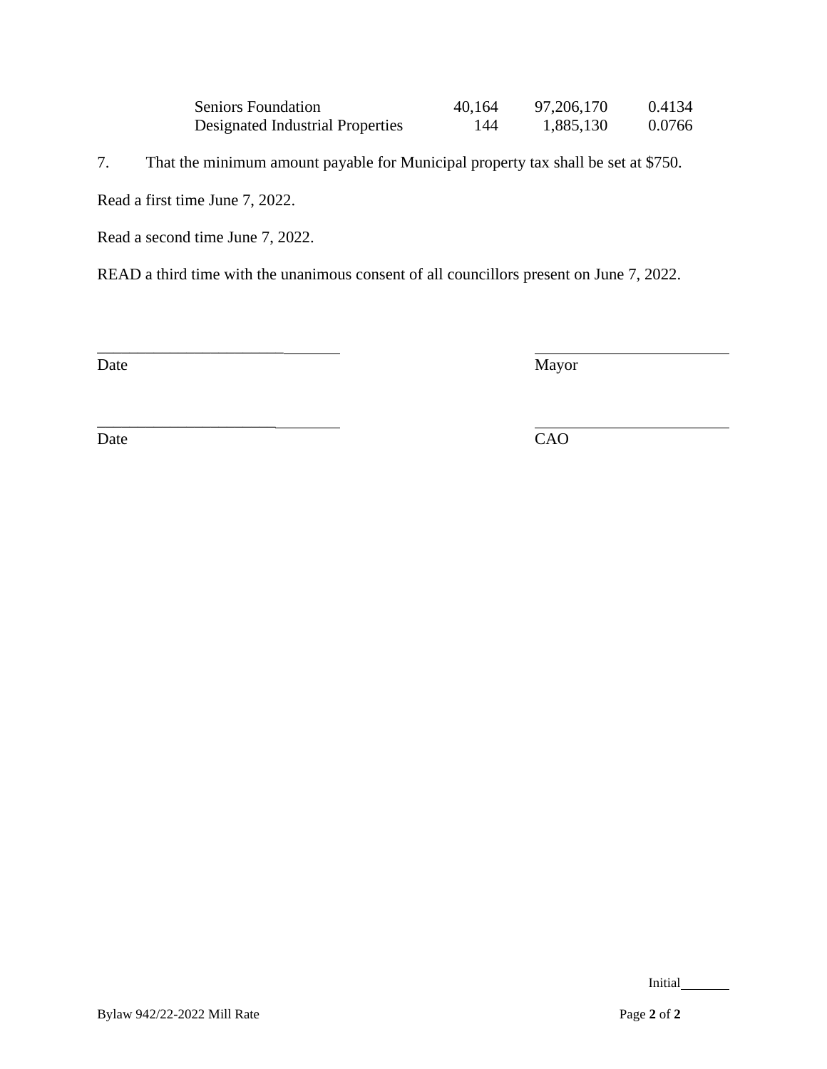| | | | |
|---|---|---|---|
| Seniors Foundation | 40,164 | 97,206,170 | 0.4134 |
| Designated Industrial Properties | 144 | 1,885,130 | 0.0766 |

7. That the minimum amount payable for Municipal property tax shall be set at $750.

Read a first time June 7, 2022.

Read a second time June 7, 2022.

READ a third time with the unanimous consent of all councillors present on June 7, 2022.

\_\_\_\_\_\_\_\_\_\_\_\_\_\_\_\_\_\_\_\_\_\_\_\_ &nbsp;&nbsp;&nbsp;&nbsp;&nbsp;&nbsp;&nbsp;&nbsp; \_\_\_\_\_\_\_\_\_\_\_\_\_\_\_\_\_\_\_\_\_\_\_\_

Date &nbsp;&nbsp;&nbsp;&nbsp;&nbsp;&nbsp;&nbsp;&nbsp; Mayor

\_\_\_\_\_\_\_\_\_\_\_\_\_\_\_\_\_\_\_\_\_\_\_\_ &nbsp;&nbsp;&nbsp;&nbsp;&nbsp;&nbsp;&nbsp;&nbsp; \_\_\_\_\_\_\_\_\_\_\_\_\_\_\_\_\_\_\_\_\_\_\_\_

Date &nbsp;&nbsp;&nbsp;&nbsp;&nbsp;&nbsp;&nbsp;&nbsp; CAO

Initial\_\_\_\_\_\_\_